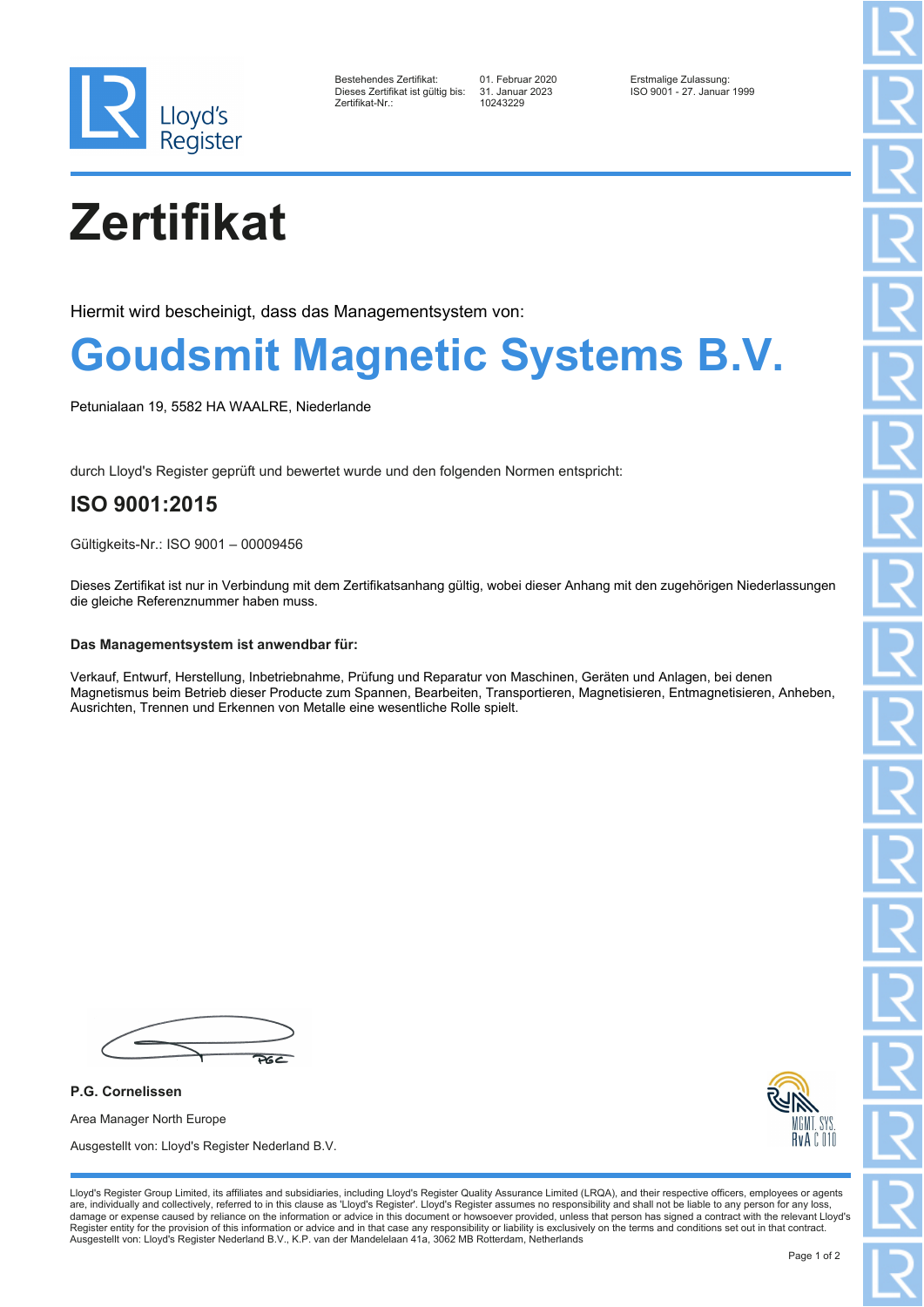Lloyd's Register

| | | |
|---|---|---|
| Bestehendes Zertifikat: | 01. Februar 2020 | Erstmalige Zulassung: |
| Dieses Zertifikat ist gültig bis: | 31. Januar 2023 | ISO 9001 - 27. Januar 1999 |
| Zertifikat-Nr.: | 10243229 | |

# Zertifikat

Hiermit wird bescheinigt, dass das Managementsystem von:

## Goudsmit Magnetic Systems B.V.

Petunialaan 19, 5582 HA WAALRE, Niederlande

durch Lloyd's Register geprüft und bewertet wurde und den folgenden Normen entspricht:

## ISO 9001:2015

Gültigkeits-Nr.: ISO 9001 – 00009456

Dieses Zertifikat ist nur in Verbindung mit dem Zertifikatsanhang gültig, wobei dieser Anhang mit den zugehörigen Niederlassungen die gleiche Referenznummer haben muss.

**Das Managementsystem ist anwendbar für:**

Verkauf, Entwurf, Herstellung, Inbetriebnahme, Prüfung und Reparatur von Maschinen, Geräten und Anlagen, bei denen Magnetismus beim Betrieb dieser Producte zum Spannen, Bearbeiten, Transportieren, Magnetisieren, Entmagnetisieren, Anheben, Ausrichten, Trennen und Erkennen von Metalle eine wesentliche Rolle spielt.

**P.G. Cornelissen**

Area Manager North Europe

Ausgestellt von: Lloyd's Register Nederland B.V.

RvA MGMT. SYS. C 010

Lloyd's Register Group Limited, its affiliates and subsidiaries, including Lloyd's Register Quality Assurance Limited (LRQA), and their respective officers, employees or agents are, individually and collectively, referred to in this clause as 'Lloyd's Register'. Lloyd's Register assumes no responsibility and shall not be liable to any person for any loss, damage or expense caused by reliance on the information or advice in this document or howsoever provided, unless that person has signed a contract with the relevant Lloyd's Register entity for the provision of this information or advice and in that case any responsibility or liability is exclusively on the terms and conditions set out in that contract.
Ausgestellt von: Lloyd's Register Nederland B.V., K.P. van der Mandelelaan 41a, 3062 MB Rotterdam, Netherlands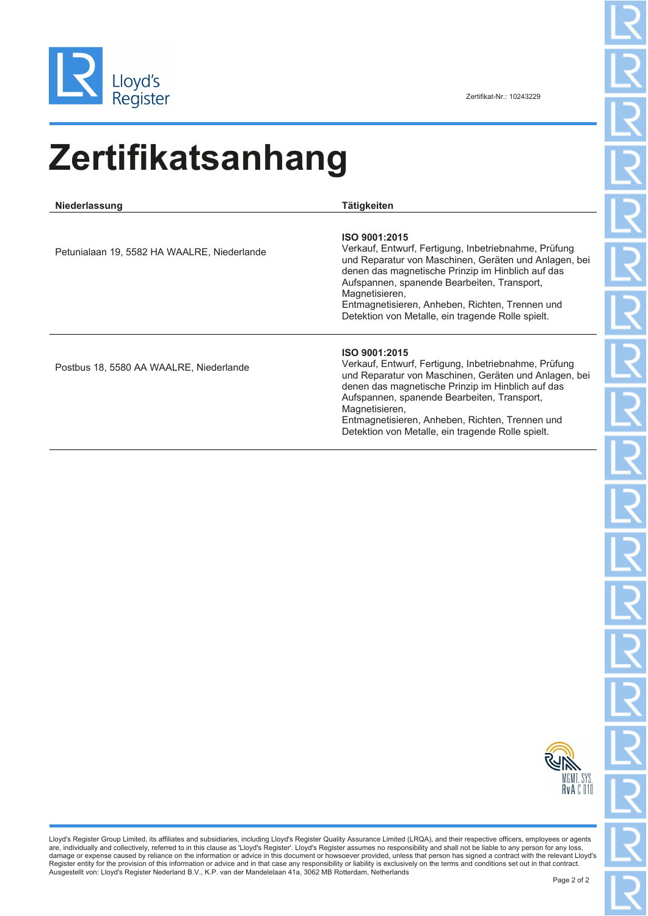Zertifikat-Nr.: 10243229

# Zertifikatsanhang

| Niederlassung | Tätigkeiten |
|---|---|
| Petunialaan 19, 5582 HA WAALRE, Niederlande | **ISO 9001:2015**<br>Verkauf, Entwurf, Fertigung, Inbetriebnahme, Prüfung und Reparatur von Maschinen, Geräten und Anlagen, bei denen das magnetische Prinzip im Hinblich auf das Aufspannen, spanende Bearbeiten, Transport, Magnetisieren,<br>Entmagnetisieren, Anheben, Richten, Trennen und Detektion von Metalle, ein tragende Rolle spielt. |
| Postbus 18, 5580 AA WAALRE, Niederlande | **ISO 9001:2015**<br>Verkauf, Entwurf, Fertigung, Inbetriebnahme, Prüfung und Reparatur von Maschinen, Geräten und Anlagen, bei denen das magnetische Prinzip im Hinblich auf das Aufspannen, spanende Bearbeiten, Transport, Magnetisieren,<br>Entmagnetisieren, Anheben, Richten, Trennen und Detektion von Metalle, ein tragende Rolle spielt. |

MGMT. SYS.
RvA C 010

Lloyd's Register Group Limited, its affiliates and subsidiaries, including Lloyd's Register Quality Assurance Limited (LRQA), and their respective officers, employees or agents are, individually and collectively, referred to in this clause as 'Lloyd's Register'. Lloyd's Register assumes no responsibility and shall not be liable to any person for any loss, damage or expense caused by reliance on the information or advice in this document or howsoever provided, unless that person has signed a contract with the relevant Lloyd's Register entity for the provision of this information or advice and in that case any responsibility or liability is exclusively on the terms and conditions set out in that contract.
Ausgestellt von: Lloyd's Register Nederland B.V., K.P. van der Mandelelaan 41a, 3062 MB Rotterdam, Netherlands